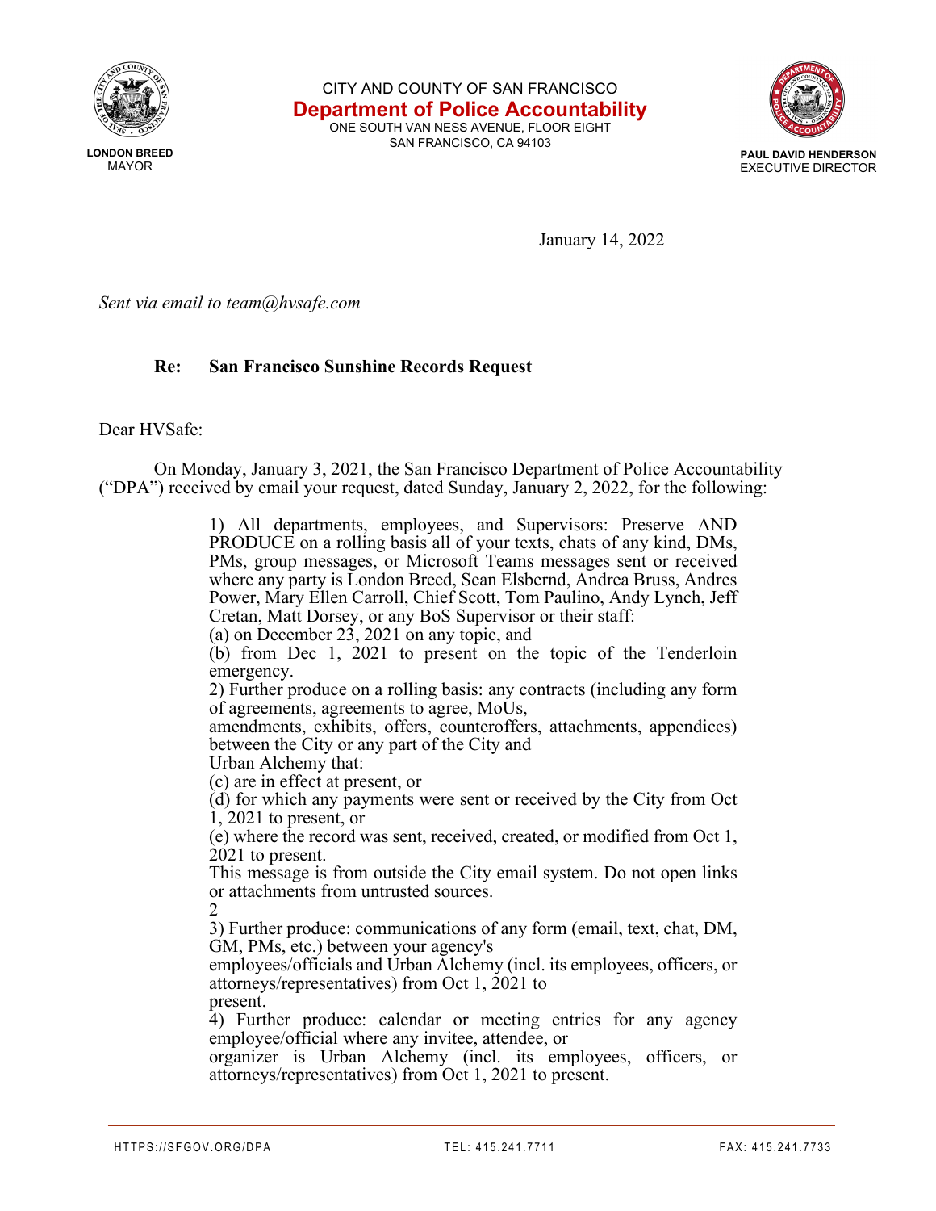CITY AND COUNTY OF SAN FRANCISCO

**Department of Police Accountability**

ONE SOUTH VAN NESS AVENUE, FLOOR EIGHT
SAN FRANCISCO, CA 94103

**LONDON BREED**
MAYOR

**PAUL DAVID HENDERSON**
EXECUTIVE DIRECTOR

January 14, 2022

*Sent via email to team@hvsafe.com*

**Re: San Francisco Sunshine Records Request**

Dear HVSafe:

On Monday, January 3, 2021, the San Francisco Department of Police Accountability ("DPA") received by email your request, dated Sunday, January 2, 2022, for the following:

> 1) All departments, employees, and Supervisors: Preserve AND PRODUCE on a rolling basis all of your texts, chats of any kind, DMs, PMs, group messages, or Microsoft Teams messages sent or received where any party is London Breed, Sean Elsbernd, Andrea Bruss, Andres Power, Mary Ellen Carroll, Chief Scott, Tom Paulino, Andy Lynch, Jeff Cretan, Matt Dorsey, or any BoS Supervisor or their staff:
> (a) on December 23, 2021 on any topic, and
> (b) from Dec 1, 2021 to present on the topic of the Tenderloin emergency.
> 2) Further produce on a rolling basis: any contracts (including any form of agreements, agreements to agree, MoUs,
> amendments, exhibits, offers, counteroffers, attachments, appendices) between the City or any part of the City and
> Urban Alchemy that:
> (c) are in effect at present, or
> (d) for which any payments were sent or received by the City from Oct 1, 2021 to present, or
> (e) where the record was sent, received, created, or modified from Oct 1, 2021 to present.
> This message is from outside the City email system. Do not open links or attachments from untrusted sources.
> 2
> 3) Further produce: communications of any form (email, text, chat, DM, GM, PMs, etc.) between your agency's
> employees/officials and Urban Alchemy (incl. its employees, officers, or attorneys/representatives) from Oct 1, 2021 to
> present.
> 4) Further produce: calendar or meeting entries for any agency employee/official where any invitee, attendee, or
> organizer is Urban Alchemy (incl. its employees, officers, or attorneys/representatives) from Oct 1, 2021 to present.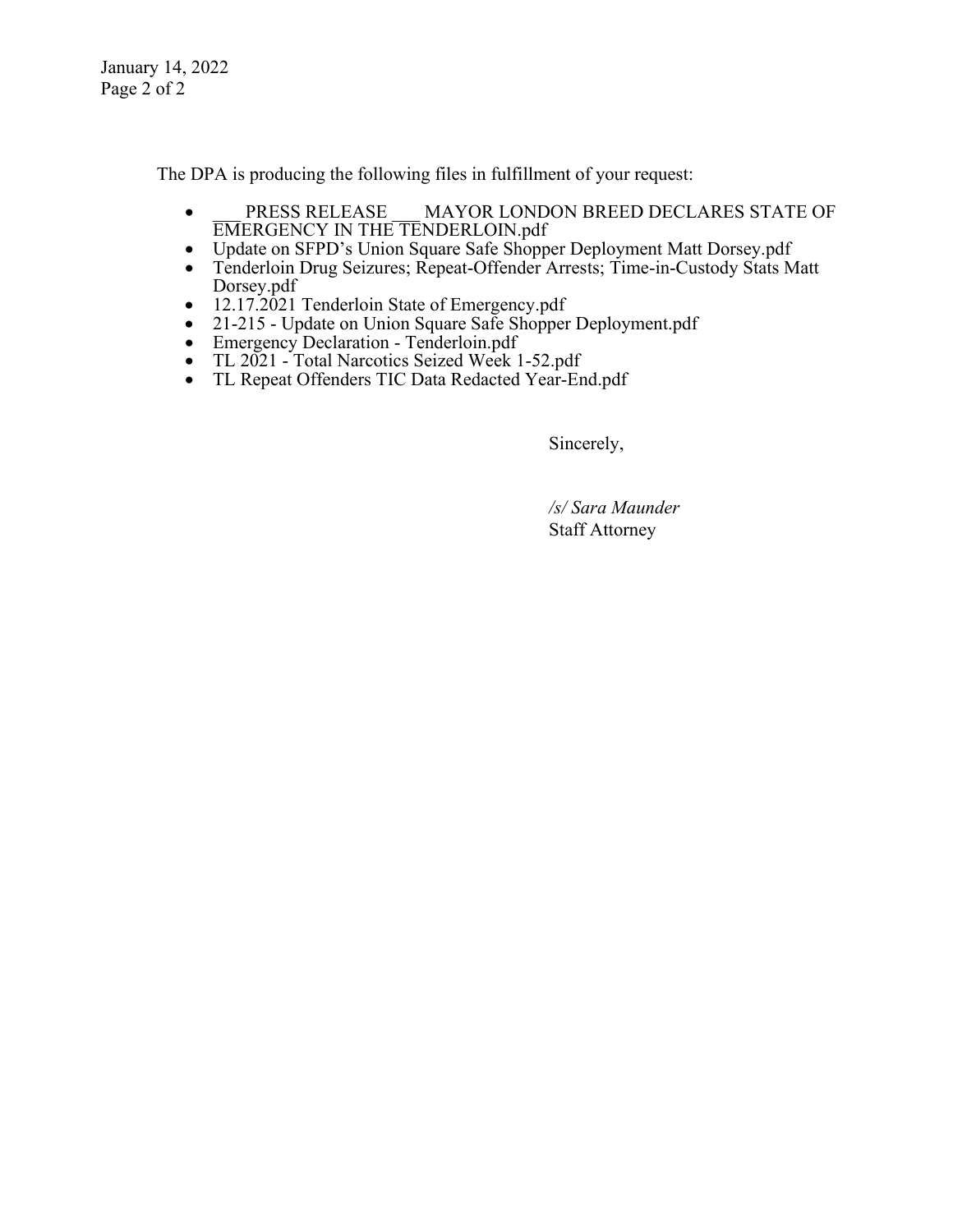The DPA is producing the following files in fulfillment of your request:

- ___ PRESS RELEASE ___ MAYOR LONDON BREED DECLARES STATE OF EMERGENCY IN THE TENDERLOIN.pdf
- Update on SFPD's Union Square Safe Shopper Deployment Matt Dorsey.pdf
- Tenderloin Drug Seizures; Repeat-Offender Arrests; Time-in-Custody Stats Matt Dorsey.pdf
- 12.17.2021 Tenderloin State of Emergency.pdf
- 21-215 - Update on Union Square Safe Shopper Deployment.pdf
- Emergency Declaration - Tenderloin.pdf
- TL 2021 - Total Narcotics Seized Week 1-52.pdf
- TL Repeat Offenders TIC Data Redacted Year-End.pdf

Sincerely,

*/s/ Sara Maunder*
Staff Attorney